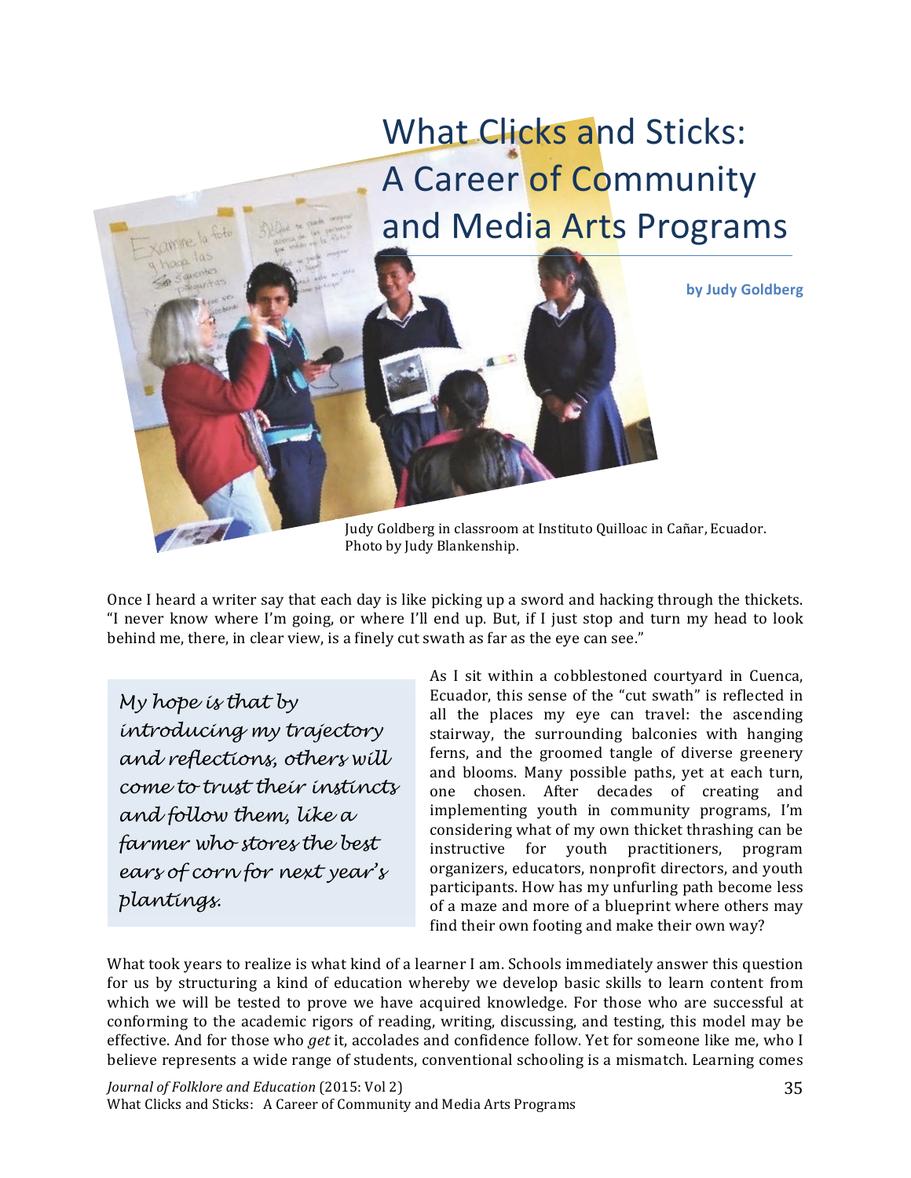# What Clicks and Sticks: A Career of Community and Media Arts Programs

**by Judy Goldberg**

Judy Goldberg in classroom at Instituto Quilloac in Cañar, Ecuador. Photo by Judy Blankenship.

Once I heard a writer say that each day is like picking up a sword and hacking through the thickets. "I never know where I'm going, or where I'll end up. But, if I just stop and turn my head to look behind me, there, in clear view, is a finely cut swath as far as the eye can see."

> *My hope is that by introducing my trajectory and reflections, others will come to trust their instincts and follow them, like a farmer who stores the best ears of corn for next year's plantings.*

As I sit within a cobblestoned courtyard in Cuenca, Ecuador, this sense of the "cut swath" is reflected in all the places my eye can travel: the ascending stairway, the surrounding balconies with hanging ferns, and the groomed tangle of diverse greenery and blooms. Many possible paths, yet at each turn, one chosen. After decades of creating and implementing youth in community programs, I'm considering what of my own thicket thrashing can be instructive for youth practitioners, program organizers, educators, nonprofit directors, and youth participants. How has my unfurling path become less of a maze and more of a blueprint where others may find their own footing and make their own way?

What took years to realize is what kind of a learner I am. Schools immediately answer this question for us by structuring a kind of education whereby we develop basic skills to learn content from which we will be tested to prove we have acquired knowledge. For those who are successful at conforming to the academic rigors of reading, writing, discussing, and testing, this model may be effective. And for those who *get* it, accolades and confidence follow. Yet for someone like me, who I believe represents a wide range of students, conventional schooling is a mismatch. Learning comes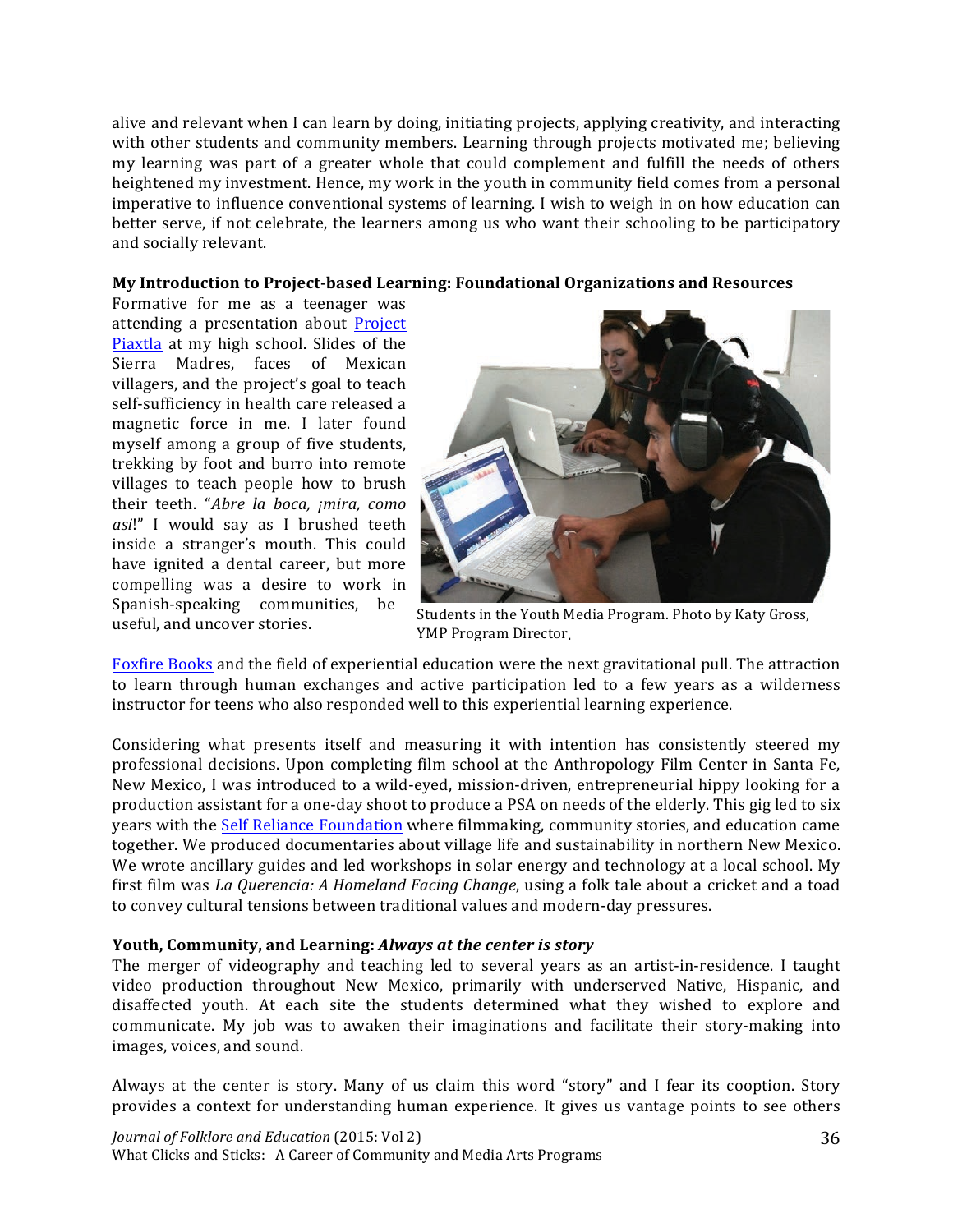alive and relevant when I can learn by doing, initiating projects, applying creativity, and interacting with other students and community members. Learning through projects motivated me; believing my learning was part of a greater whole that could complement and fulfill the needs of others heightened my investment. Hence, my work in the youth in community field comes from a personal imperative to influence conventional systems of learning. I wish to weigh in on how education can better serve, if not celebrate, the learners among us who want their schooling to be participatory and socially relevant.

**My Introduction to Project-based Learning: Foundational Organizations and Resources**

Formative for me as a teenager was attending a presentation about Project Piaxtla at my high school. Slides of the Sierra Madres, faces of Mexican villagers, and the project's goal to teach self-sufficiency in health care released a magnetic force in me. I later found myself among a group of five students, trekking by foot and burro into remote villages to teach people how to brush their teeth. "*Abre la boca, ¡mira, como asi*!" I would say as I brushed teeth inside a stranger's mouth. This could have ignited a dental career, but more compelling was a desire to work in Spanish-speaking communities, be useful, and uncover stories.

Students in the Youth Media Program. Photo by Katy Gross, YMP Program Director.

Foxfire Books and the field of experiential education were the next gravitational pull. The attraction to learn through human exchanges and active participation led to a few years as a wilderness instructor for teens who also responded well to this experiential learning experience.

Considering what presents itself and measuring it with intention has consistently steered my professional decisions. Upon completing film school at the Anthropology Film Center in Santa Fe, New Mexico, I was introduced to a wild-eyed, mission-driven, entrepreneurial hippy looking for a production assistant for a one-day shoot to produce a PSA on needs of the elderly. This gig led to six years with the Self Reliance Foundation where filmmaking, community stories, and education came together. We produced documentaries about village life and sustainability in northern New Mexico. We wrote ancillary guides and led workshops in solar energy and technology at a local school. My first film was *La Querencia: A Homeland Facing Change*, using a folk tale about a cricket and a toad to convey cultural tensions between traditional values and modern-day pressures.

**Youth, Community, and Learning:** ***Always at the center is story***

The merger of videography and teaching led to several years as an artist-in-residence. I taught video production throughout New Mexico, primarily with underserved Native, Hispanic, and disaffected youth. At each site the students determined what they wished to explore and communicate. My job was to awaken their imaginations and facilitate their story-making into images, voices, and sound.

Always at the center is story. Many of us claim this word "story" and I fear its cooption. Story provides a context for understanding human experience. It gives us vantage points to see others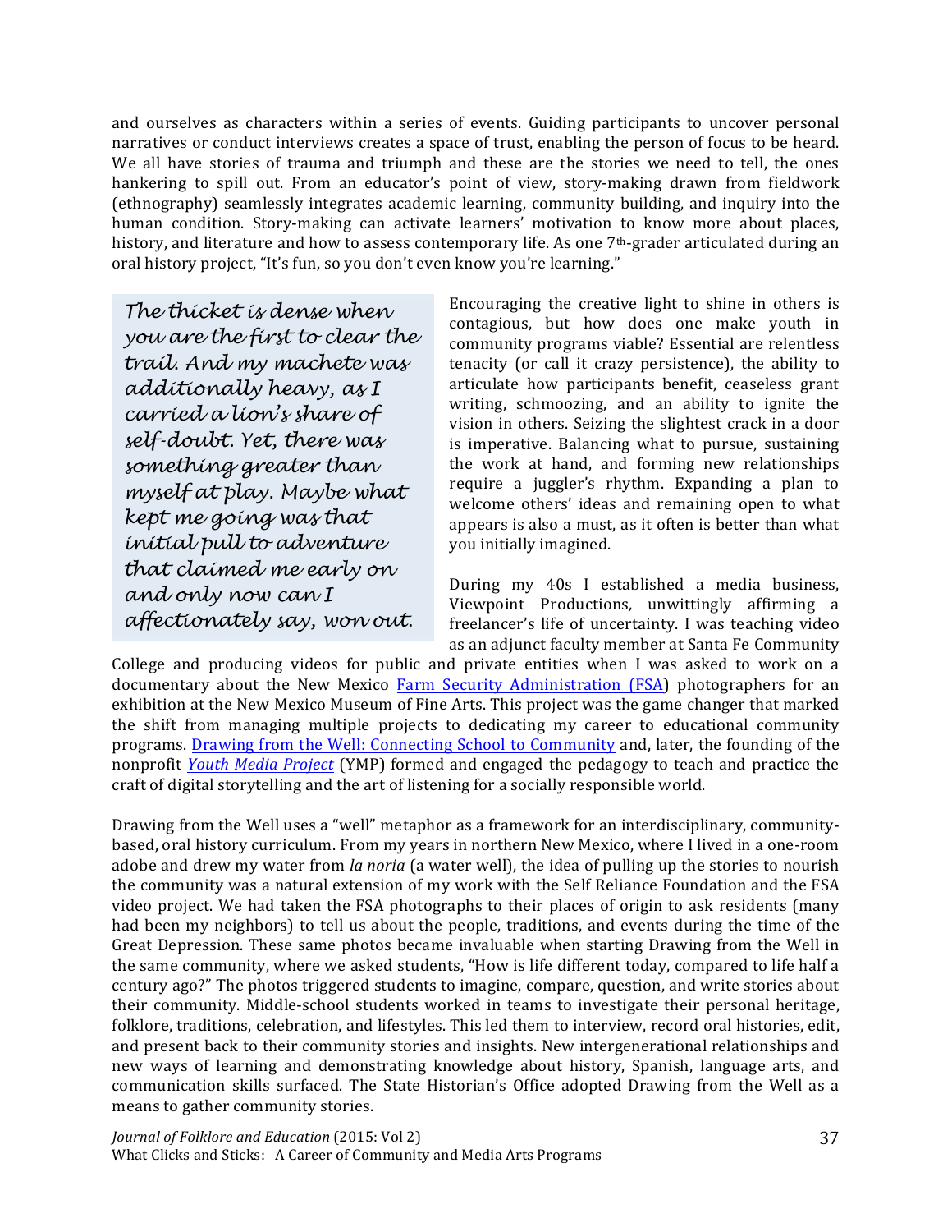and ourselves as characters within a series of events. Guiding participants to uncover personal narratives or conduct interviews creates a space of trust, enabling the person of focus to be heard. We all have stories of trauma and triumph and these are the stories we need to tell, the ones hankering to spill out. From an educator's point of view, story-making drawn from fieldwork (ethnography) seamlessly integrates academic learning, community building, and inquiry into the human condition. Story-making can activate learners' motivation to know more about places, history, and literature and how to assess contemporary life. As one 7th-grader articulated during an oral history project, "It's fun, so you don't even know you're learning."

> *The thicket is dense when you are the first to clear the trail. And my machete was additionally heavy, as I carried a lion's share of self-doubt. Yet, there was something greater than myself at play. Maybe what kept me going was that initial pull to adventure that claimed me early on and only now can I affectionately say, won out.*

Encouraging the creative light to shine in others is contagious, but how does one make youth in community programs viable? Essential are relentless tenacity (or call it crazy persistence), the ability to articulate how participants benefit, ceaseless grant writing, schmoozing, and an ability to ignite the vision in others. Seizing the slightest crack in a door is imperative. Balancing what to pursue, sustaining the work at hand, and forming new relationships require a juggler's rhythm. Expanding a plan to welcome others' ideas and remaining open to what appears is also a must, as it often is better than what you initially imagined.

During my 40s I established a media business, Viewpoint Productions, unwittingly affirming a freelancer's life of uncertainty. I was teaching video as an adjunct faculty member at Santa Fe Community College and producing videos for public and private entities when I was asked to work on a documentary about the New Mexico Farm Security Administration (FSA) photographers for an exhibition at the New Mexico Museum of Fine Arts. This project was the game changer that marked the shift from managing multiple projects to dedicating my career to educational community programs. Drawing from the Well: Connecting School to Community and, later, the founding of the nonprofit *Youth Media Project* (YMP) formed and engaged the pedagogy to teach and practice the craft of digital storytelling and the art of listening for a socially responsible world.

Drawing from the Well uses a "well" metaphor as a framework for an interdisciplinary, community-based, oral history curriculum. From my years in northern New Mexico, where I lived in a one-room adobe and drew my water from *la noria* (a water well), the idea of pulling up the stories to nourish the community was a natural extension of my work with the Self Reliance Foundation and the FSA video project. We had taken the FSA photographs to their places of origin to ask residents (many had been my neighbors) to tell us about the people, traditions, and events during the time of the Great Depression. These same photos became invaluable when starting Drawing from the Well in the same community, where we asked students, "How is life different today, compared to life half a century ago?" The photos triggered students to imagine, compare, question, and write stories about their community. Middle-school students worked in teams to investigate their personal heritage, folklore, traditions, celebration, and lifestyles. This led them to interview, record oral histories, edit, and present back to their community stories and insights. New intergenerational relationships and new ways of learning and demonstrating knowledge about history, Spanish, language arts, and communication skills surfaced. The State Historian's Office adopted Drawing from the Well as a means to gather community stories.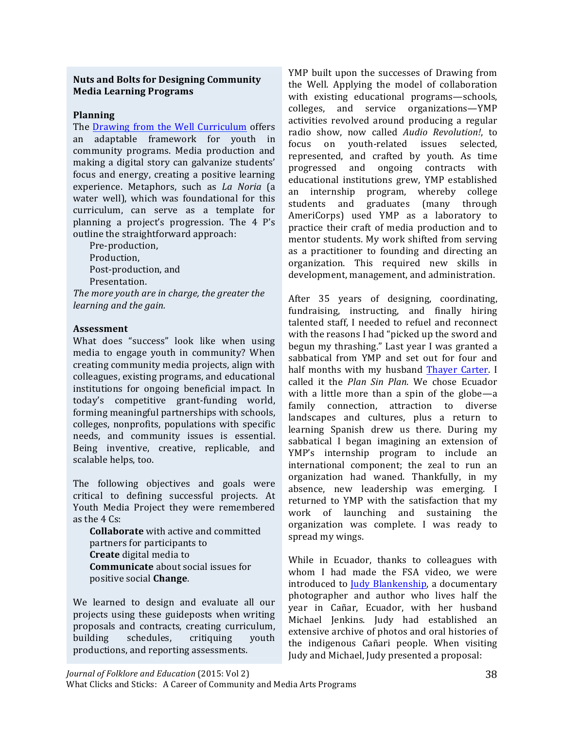### Nuts and Bolts for Designing Community Media Learning Programs

**Planning**

The Drawing from the Well Curriculum offers an adaptable framework for youth in community programs. Media production and making a digital story can galvanize students' focus and energy, creating a positive learning experience. Metaphors, such as *La Noria* (a water well), which was foundational for this curriculum, can serve as a template for planning a project's progression. The 4 P's outline the straightforward approach:

Pre-production,
Production,
Post-production, and
Presentation.

*The more youth are in charge, the greater the learning and the gain.*

**Assessment**

What does "success" look like when using media to engage youth in community? When creating community media projects, align with colleagues, existing programs, and educational institutions for ongoing beneficial impact. In today's competitive grant-funding world, forming meaningful partnerships with schools, colleges, nonprofits, populations with specific needs, and community issues is essential. Being inventive, creative, replicable, and scalable helps, too.

The following objectives and goals were critical to defining successful projects. At Youth Media Project they were remembered as the 4 Cs:

**Collaborate** with active and committed partners for participants to
**Create** digital media to
**Communicate** about social issues for positive social **Change**.

We learned to design and evaluate all our projects using these guideposts when writing proposals and contracts, creating curriculum, building schedules, critiquing youth productions, and reporting assessments.

YMP built upon the successes of Drawing from the Well. Applying the model of collaboration with existing educational programs—schools, colleges, and service organizations—YMP activities revolved around producing a regular radio show, now called *Audio Revolution!*, to focus on youth-related issues selected, represented, and crafted by youth. As time progressed and ongoing contracts with educational institutions grew, YMP established an internship program, whereby college students and graduates (many through AmeriCorps) used YMP as a laboratory to practice their craft of media production and to mentor students. My work shifted from serving as a practitioner to founding and directing an organization. This required new skills in development, management, and administration.

After 35 years of designing, coordinating, fundraising, instructing, and finally hiring talented staff, I needed to refuel and reconnect with the reasons I had "picked up the sword and begun my thrashing." Last year I was granted a sabbatical from YMP and set out for four and half months with my husband Thayer Carter. I called it the *Plan Sin Plan*. We chose Ecuador with a little more than a spin of the globe—a family connection, attraction to diverse landscapes and cultures, plus a return to learning Spanish drew us there. During my sabbatical I began imagining an extension of YMP's internship program to include an international component; the zeal to run an organization had waned. Thankfully, in my absence, new leadership was emerging. I returned to YMP with the satisfaction that my work of launching and sustaining the organization was complete. I was ready to spread my wings.

While in Ecuador, thanks to colleagues with whom I had made the FSA video, we were introduced to Judy Blankenship, a documentary photographer and author who lives half the year in Cañar, Ecuador, with her husband Michael Jenkins. Judy had established an extensive archive of photos and oral histories of the indigenous Cañari people. When visiting Judy and Michael, Judy presented a proposal: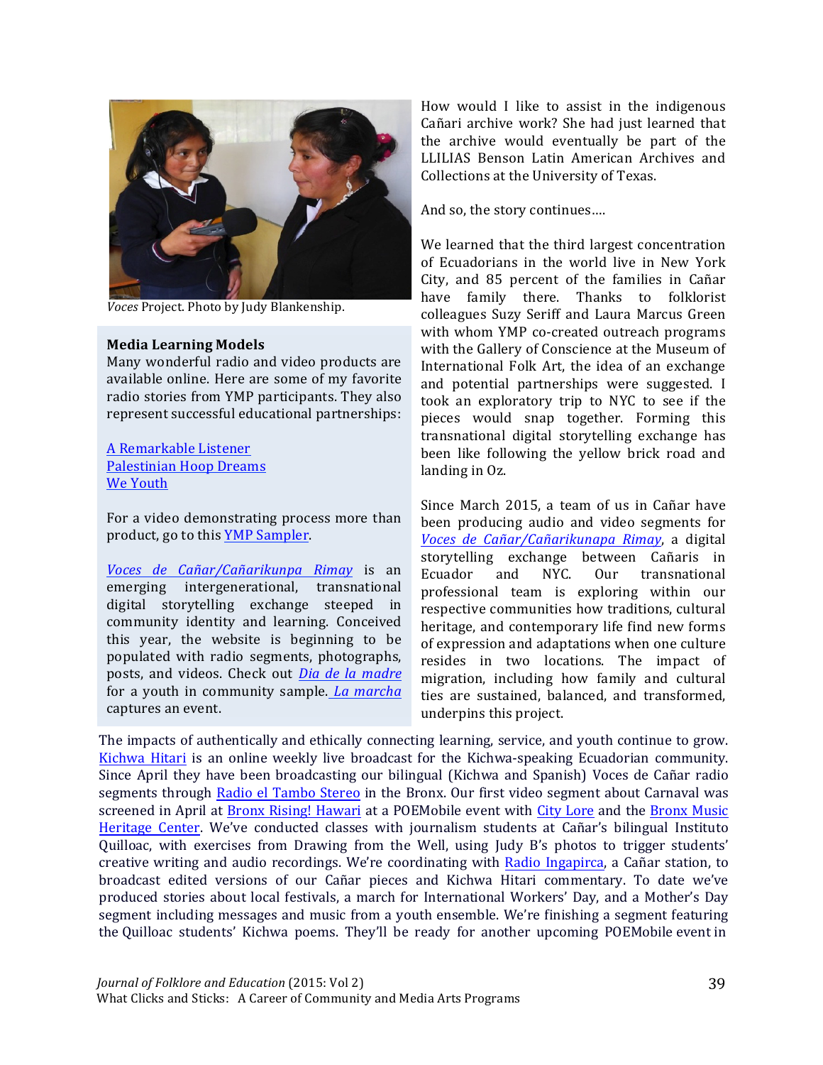*Voces* Project. Photo by Judy Blankenship.

**Media Learning Models**

Many wonderful radio and video products are available online. Here are some of my favorite radio stories from YMP participants. They also represent successful educational partnerships:

A Remarkable Listener
Palestinian Hoop Dreams
We Youth

For a video demonstrating process more than product, go to this YMP Sampler.

*Voces de Cañar/Cañarikunpa Rimay* is an emerging intergenerational, transnational digital storytelling exchange steeped in community identity and learning. Conceived this year, the website is beginning to be populated with radio segments, photographs, posts, and videos. Check out *Dia de la madre* for a youth in community sample. *La marcha* captures an event.

How would I like to assist in the indigenous Cañari archive work? She had just learned that the archive would eventually be part of the LLILIAS Benson Latin American Archives and Collections at the University of Texas.

And so, the story continues….

We learned that the third largest concentration of Ecuadorians in the world live in New York City, and 85 percent of the families in Cañar have family there. Thanks to folklorist colleagues Suzy Seriff and Laura Marcus Green with whom YMP co-created outreach programs with the Gallery of Conscience at the Museum of International Folk Art, the idea of an exchange and potential partnerships were suggested. I took an exploratory trip to NYC to see if the pieces would snap together. Forming this transnational digital storytelling exchange has been like following the yellow brick road and landing in Oz.

Since March 2015, a team of us in Cañar have been producing audio and video segments for *Voces de Cañar/Cañarikunapa Rimay*, a digital storytelling exchange between Cañaris in Ecuador and NYC. Our transnational professional team is exploring within our respective communities how traditions, cultural heritage, and contemporary life find new forms of expression and adaptations when one culture resides in two locations. The impact of migration, including how family and cultural ties are sustained, balanced, and transformed, underpins this project.

The impacts of authentically and ethically connecting learning, service, and youth continue to grow. Kichwa Hitari is an online weekly live broadcast for the Kichwa-speaking Ecuadorian community. Since April they have been broadcasting our bilingual (Kichwa and Spanish) Voces de Cañar radio segments through Radio el Tambo Stereo in the Bronx. Our first video segment about Carnaval was screened in April at Bronx Rising! Hawari at a POEMobile event with City Lore and the Bronx Music Heritage Center. We've conducted classes with journalism students at Cañar's bilingual Instituto Quilloac, with exercises from Drawing from the Well, using Judy B's photos to trigger students' creative writing and audio recordings. We're coordinating with Radio Ingapirca, a Cañar station, to broadcast edited versions of our Cañar pieces and Kichwa Hitari commentary. To date we've produced stories about local festivals, a march for International Workers' Day, and a Mother's Day segment including messages and music from a youth ensemble. We're finishing a segment featuring the Quilloac students' Kichwa poems. They'll be ready for another upcoming POEMobile event in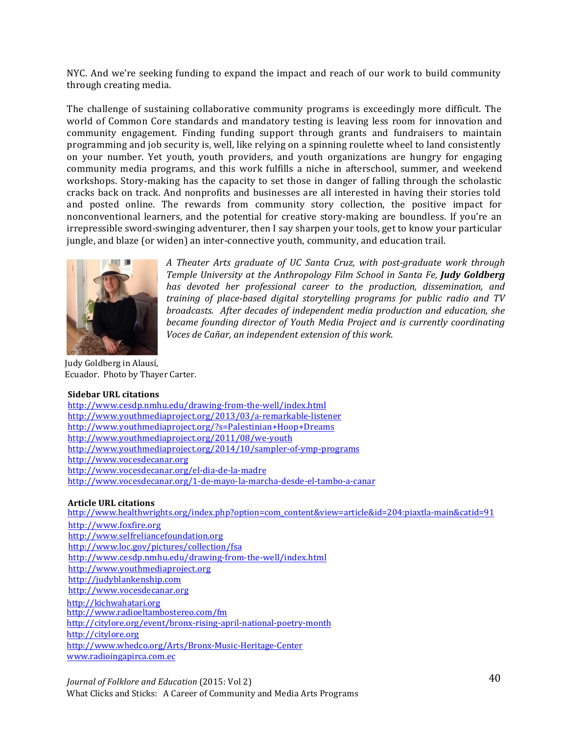NYC. And we're seeking funding to expand the impact and reach of our work to build community through creating media.

The challenge of sustaining collaborative community programs is exceedingly more difficult. The world of Common Core standards and mandatory testing is leaving less room for innovation and community engagement. Finding funding support through grants and fundraisers to maintain programming and job security is, well, like relying on a spinning roulette wheel to land consistently on your number. Yet youth, youth providers, and youth organizations are hungry for engaging community media programs, and this work fulfills a niche in afterschool, summer, and weekend workshops. Story-making has the capacity to set those in danger of falling through the scholastic cracks back on track. And nonprofits and businesses are all interested in having their stories told and posted online. The rewards from community story collection, the positive impact for nonconventional learners, and the potential for creative story-making are boundless. If you're an irrepressible sword-swinging adventurer, then I say sharpen your tools, get to know your particular jungle, and blaze (or widen) an inter-connective youth, community, and education trail.

*A Theater Arts graduate of UC Santa Cruz, with post-graduate work through Temple University at the Anthropology Film School in Santa Fe, **Judy Goldberg** has devoted her professional career to the production, dissemination, and training of place-based digital storytelling programs for public radio and TV broadcasts. After decades of independent media production and education, she became founding director of Youth Media Project and is currently coordinating Voces de Cañar, an independent extension of this work.*

Judy Goldberg in Alausí, Ecuador. Photo by Thayer Carter.

**Sidebar URL citations**

http://www.cesdp.nmhu.edu/drawing-from-the-well/index.html
http://www.youthmediaproject.org/2013/03/a-remarkable-listener
http://www.youthmediaproject.org/?s=Palestinian+Hoop+Dreams
http://www.youthmediaproject.org/2011/08/we-youth
http://www.youthmediaproject.org/2014/10/sampler-of-ymp-programs
http://www.vocesdecanar.org
http://www.vocesdecanar.org/el-dia-de-la-madre
http://www.vocesdecanar.org/1-de-mayo-la-marcha-desde-el-tambo-a-canar

**Article URL citations**

http://www.healthwrights.org/index.php?option=com_content&view=article&id=204:piaxtla-main&catid=91
http://www.foxfire.org
http://www.selfreliancefoundation.org
http://www.loc.gov/pictures/collection/fsa
http://www.cesdp.nmhu.edu/drawing-from-the-well/index.html
http://www.youthmediaproject.org
http://judyblankenship.com
http://www.vocesdecanar.org
http://kichwahatari.org
http://www.radioeltambostereo.com/fm
http://citylore.org/event/bronx-rising-april-national-poetry-month
http://citylore.org
http://www.whedco.org/Arts/Bronx-Music-Heritage-Center
www.radioingapirca.com.ec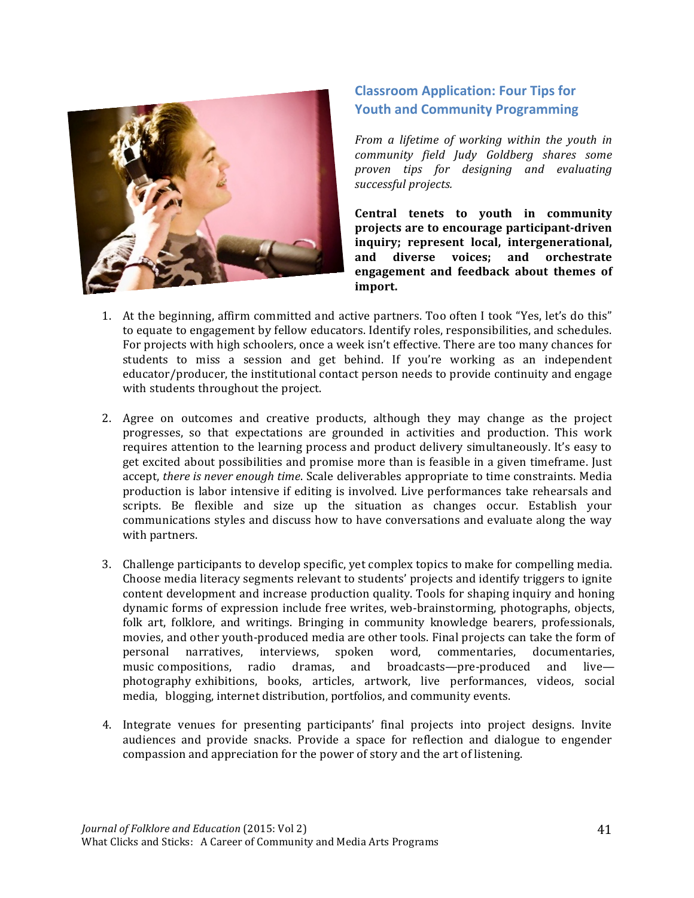## Classroom Application: Four Tips for Youth and Community Programming

*From a lifetime of working within the youth in community field Judy Goldberg shares some proven tips for designing and evaluating successful projects.*

**Central tenets to youth in community projects are to encourage participant-driven inquiry; represent local, intergenerational, and diverse voices; and orchestrate engagement and feedback about themes of import.**

1. At the beginning, affirm committed and active partners. Too often I took "Yes, let's do this" to equate to engagement by fellow educators. Identify roles, responsibilities, and schedules. For projects with high schoolers, once a week isn't effective. There are too many chances for students to miss a session and get behind. If you're working as an independent educator/producer, the institutional contact person needs to provide continuity and engage with students throughout the project.

2. Agree on outcomes and creative products, although they may change as the project progresses, so that expectations are grounded in activities and production. This work requires attention to the learning process and product delivery simultaneously. It's easy to get excited about possibilities and promise more than is feasible in a given timeframe. Just accept, *there is never enough time*. Scale deliverables appropriate to time constraints. Media production is labor intensive if editing is involved. Live performances take rehearsals and scripts. Be flexible and size up the situation as changes occur. Establish your communications styles and discuss how to have conversations and evaluate along the way with partners.

3. Challenge participants to develop specific, yet complex topics to make for compelling media. Choose media literacy segments relevant to students' projects and identify triggers to ignite content development and increase production quality. Tools for shaping inquiry and honing dynamic forms of expression include free writes, web-brainstorming, photographs, objects, folk art, folklore, and writings. Bringing in community knowledge bearers, professionals, movies, and other youth-produced media are other tools. Final projects can take the form of personal narratives, interviews, spoken word, commentaries, documentaries, music compositions, radio dramas, and broadcasts—pre-produced and live—photography exhibitions, books, articles, artwork, live performances, videos, social media, blogging, internet distribution, portfolios, and community events.

4. Integrate venues for presenting participants' final projects into project designs. Invite audiences and provide snacks. Provide a space for reflection and dialogue to engender compassion and appreciation for the power of story and the art of listening.